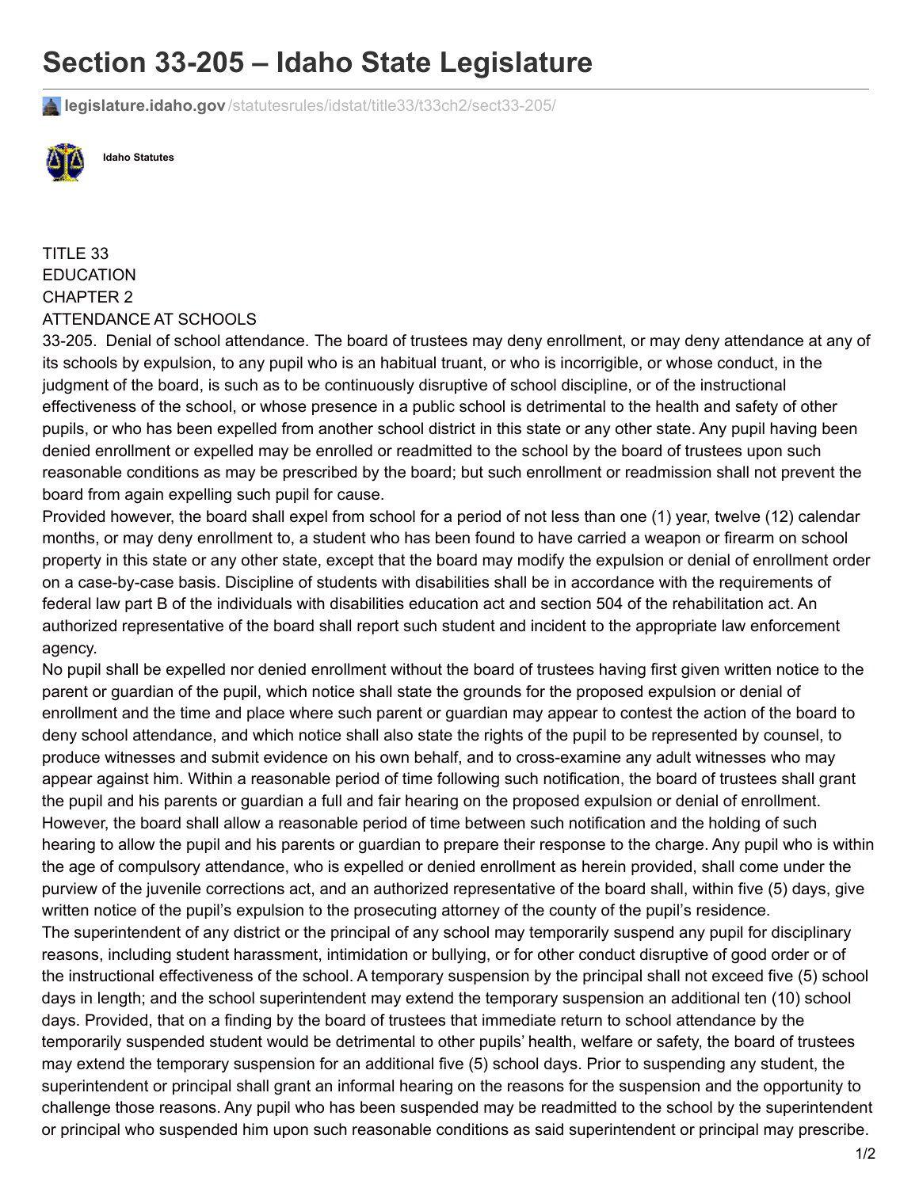# Section 33-205 – Idaho State Legislature

**legislature.idaho.gov**/statutesrules/idstat/title33/t33ch2/sect33-205/

**Idaho Statutes**

TITLE 33
EDUCATION
CHAPTER 2
ATTENDANCE AT SCHOOLS

33-205. Denial of school attendance. The board of trustees may deny enrollment, or may deny attendance at any of its schools by expulsion, to any pupil who is an habitual truant, or who is incorrigible, or whose conduct, in the judgment of the board, is such as to be continuously disruptive of school discipline, or of the instructional effectiveness of the school, or whose presence in a public school is detrimental to the health and safety of other pupils, or who has been expelled from another school district in this state or any other state. Any pupil having been denied enrollment or expelled may be enrolled or readmitted to the school by the board of trustees upon such reasonable conditions as may be prescribed by the board; but such enrollment or readmission shall not prevent the board from again expelling such pupil for cause.

Provided however, the board shall expel from school for a period of not less than one (1) year, twelve (12) calendar months, or may deny enrollment to, a student who has been found to have carried a weapon or firearm on school property in this state or any other state, except that the board may modify the expulsion or denial of enrollment order on a case-by-case basis. Discipline of students with disabilities shall be in accordance with the requirements of federal law part B of the individuals with disabilities education act and section 504 of the rehabilitation act. An authorized representative of the board shall report such student and incident to the appropriate law enforcement agency.

No pupil shall be expelled nor denied enrollment without the board of trustees having first given written notice to the parent or guardian of the pupil, which notice shall state the grounds for the proposed expulsion or denial of enrollment and the time and place where such parent or guardian may appear to contest the action of the board to deny school attendance, and which notice shall also state the rights of the pupil to be represented by counsel, to produce witnesses and submit evidence on his own behalf, and to cross-examine any adult witnesses who may appear against him. Within a reasonable period of time following such notification, the board of trustees shall grant the pupil and his parents or guardian a full and fair hearing on the proposed expulsion or denial of enrollment. However, the board shall allow a reasonable period of time between such notification and the holding of such hearing to allow the pupil and his parents or guardian to prepare their response to the charge. Any pupil who is within the age of compulsory attendance, who is expelled or denied enrollment as herein provided, shall come under the purview of the juvenile corrections act, and an authorized representative of the board shall, within five (5) days, give written notice of the pupil's expulsion to the prosecuting attorney of the county of the pupil's residence.

The superintendent of any district or the principal of any school may temporarily suspend any pupil for disciplinary reasons, including student harassment, intimidation or bullying, or for other conduct disruptive of good order or of the instructional effectiveness of the school. A temporary suspension by the principal shall not exceed five (5) school days in length; and the school superintendent may extend the temporary suspension an additional ten (10) school days. Provided, that on a finding by the board of trustees that immediate return to school attendance by the temporarily suspended student would be detrimental to other pupils' health, welfare or safety, the board of trustees may extend the temporary suspension for an additional five (5) school days. Prior to suspending any student, the superintendent or principal shall grant an informal hearing on the reasons for the suspension and the opportunity to challenge those reasons. Any pupil who has been suspended may be readmitted to the school by the superintendent or principal who suspended him upon such reasonable conditions as said superintendent or principal may prescribe.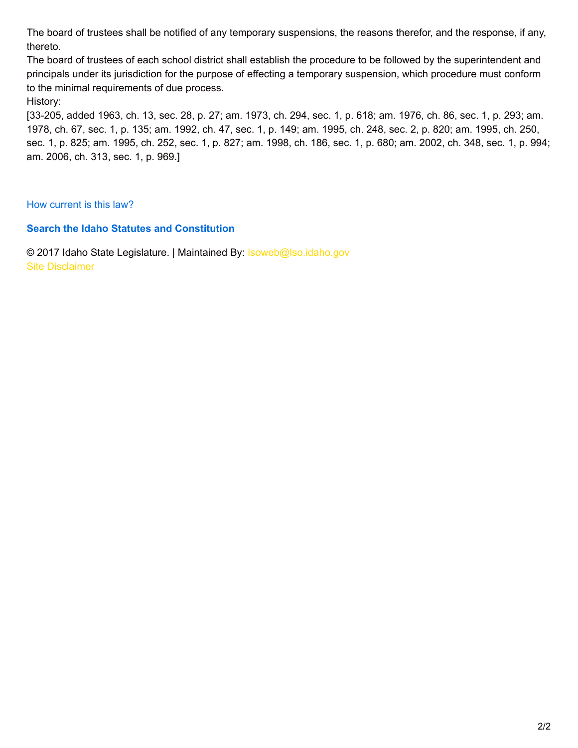The board of trustees shall be notified of any temporary suspensions, the reasons therefor, and the response, if any, thereto.

The board of trustees of each school district shall establish the procedure to be followed by the superintendent and principals under its jurisdiction for the purpose of effecting a temporary suspension, which procedure must conform to the minimal requirements of due process.

History:

[33-205, added 1963, ch. 13, sec. 28, p. 27; am. 1973, ch. 294, sec. 1, p. 618; am. 1976, ch. 86, sec. 1, p. 293; am. 1978, ch. 67, sec. 1, p. 135; am. 1992, ch. 47, sec. 1, p. 149; am. 1995, ch. 248, sec. 2, p. 820; am. 1995, ch. 250, sec. 1, p. 825; am. 1995, ch. 252, sec. 1, p. 827; am. 1998, ch. 186, sec. 1, p. 680; am. 2002, ch. 348, sec. 1, p. 994; am. 2006, ch. 313, sec. 1, p. 969.]

How current is this law?

**Search the Idaho Statutes and Constitution**

© 2017 Idaho State Legislature. | Maintained By: lsoweb@lso.idaho.gov
Site Disclaimer